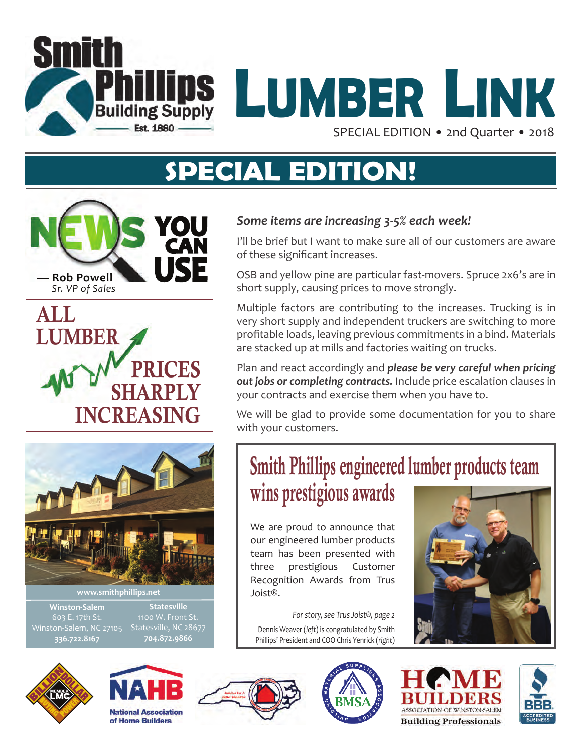# Smith Phillips Building Supply — Lumber Link

Est. 1880

SPECIAL EDITION • 2nd Quarter • 2018

## SPECIAL EDITION!

### NEWS YOU CAN USE

**— Rob Powell**
*Sr. VP of Sales*

## ALL LUMBER PRICES SHARPLY INCREASING

***Some items are increasing 3-5% each week!***

I'll be brief but I want to make sure all of our customers are aware of these significant increases.

OSB and yellow pine are particular fast-movers. Spruce 2x6's are in short supply, causing prices to move strongly.

Multiple factors are contributing to the increases. Trucking is in very short supply and independent truckers are switching to more profitable loads, leaving previous commitments in a bind. Materials are stacked up at mills and factories waiting on trucks.

Plan and react accordingly and ***please be very careful when pricing out jobs or completing contracts.*** Include price escalation clauses in your contracts and exercise them when you have to.

We will be glad to provide some documentation for you to share with your customers.

www.smithphillips.net

**Winston-Salem**
603 E. 17th St.
Winston-Salem, NC 27105
**336.722.8167**

**Statesville**
1100 W. Front St.
Statesville, NC 28677
**704.872.9866**

## Smith Phillips engineered lumber products team wins prestigious awards

We are proud to announce that our engineered lumber products team has been presented with three prestigious Customer Recognition Awards from Trus Joist®.

*For story, see Trus Joist®, page 2*

Dennis Weaver (*left*) is congratulated by Smith Phillips' President and COO Chris Yenrick (*right*)

Billion Dollar Buying Power — Member LMC · NAHB National Association of Home Builders · Building For A Better Tomorrow · BMSA Building Material Suppliers Association · Home Builders Association of Winston-Salem Building Professionals · BBB Accredited Business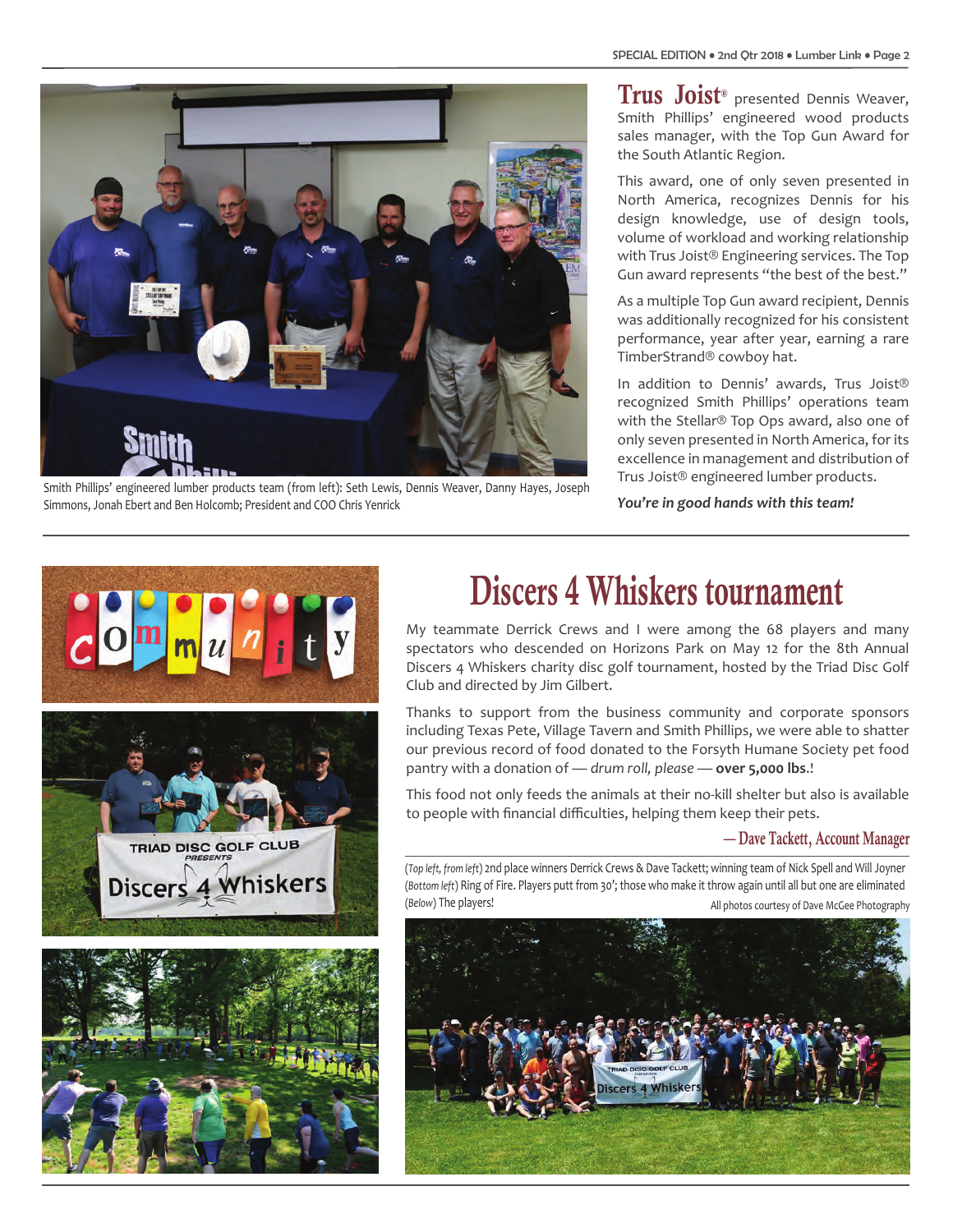Smith Phillips' engineered lumber products team (from left): Seth Lewis, Dennis Weaver, Danny Hayes, Joseph Simmons, Jonah Ebert and Ben Holcomb; President and COO Chris Yenrick

**Trus Joist®** presented Dennis Weaver, Smith Phillips' engineered wood products sales manager, with the Top Gun Award for the South Atlantic Region.

This award, one of only seven presented in North America, recognizes Dennis for his design knowledge, use of design tools, volume of workload and working relationship with Trus Joist® Engineering services. The Top Gun award represents "the best of the best."

As a multiple Top Gun award recipient, Dennis was additionally recognized for his consistent performance, year after year, earning a rare TimberStrand® cowboy hat.

In addition to Dennis' awards, Trus Joist® recognized Smith Phillips' operations team with the Stellar® Top Ops award, also one of only seven presented in North America, for its excellence in management and distribution of Trus Joist® engineered lumber products.

***You're in good hands with this team!***

# Discers 4 Whiskers tournament

My teammate Derrick Crews and I were among the 68 players and many spectators who descended on Horizons Park on May 12 for the 8th Annual Discers 4 Whiskers charity disc golf tournament, hosted by the Triad Disc Golf Club and directed by Jim Gilbert.

Thanks to support from the business community and corporate sponsors including Texas Pete, Village Tavern and Smith Phillips, we were able to shatter our previous record of food donated to the Forsyth Humane Society pet food pantry with a donation of — *drum roll, please* — **over 5,000 lbs**.!

This food not only feeds the animals at their no-kill shelter but also is available to people with financial difficulties, helping them keep their pets.

— Dave Tackett, Account Manager

(*Top left, from left*) 2nd place winners Derrick Crews & Dave Tackett; winning team of Nick Spell and Will Joyner
(*Bottom left*) Ring of Fire. Players putt from 30'; those who make it throw again until all but one are eliminated
(*Below*) The players!

All photos courtesy of Dave McGee Photography